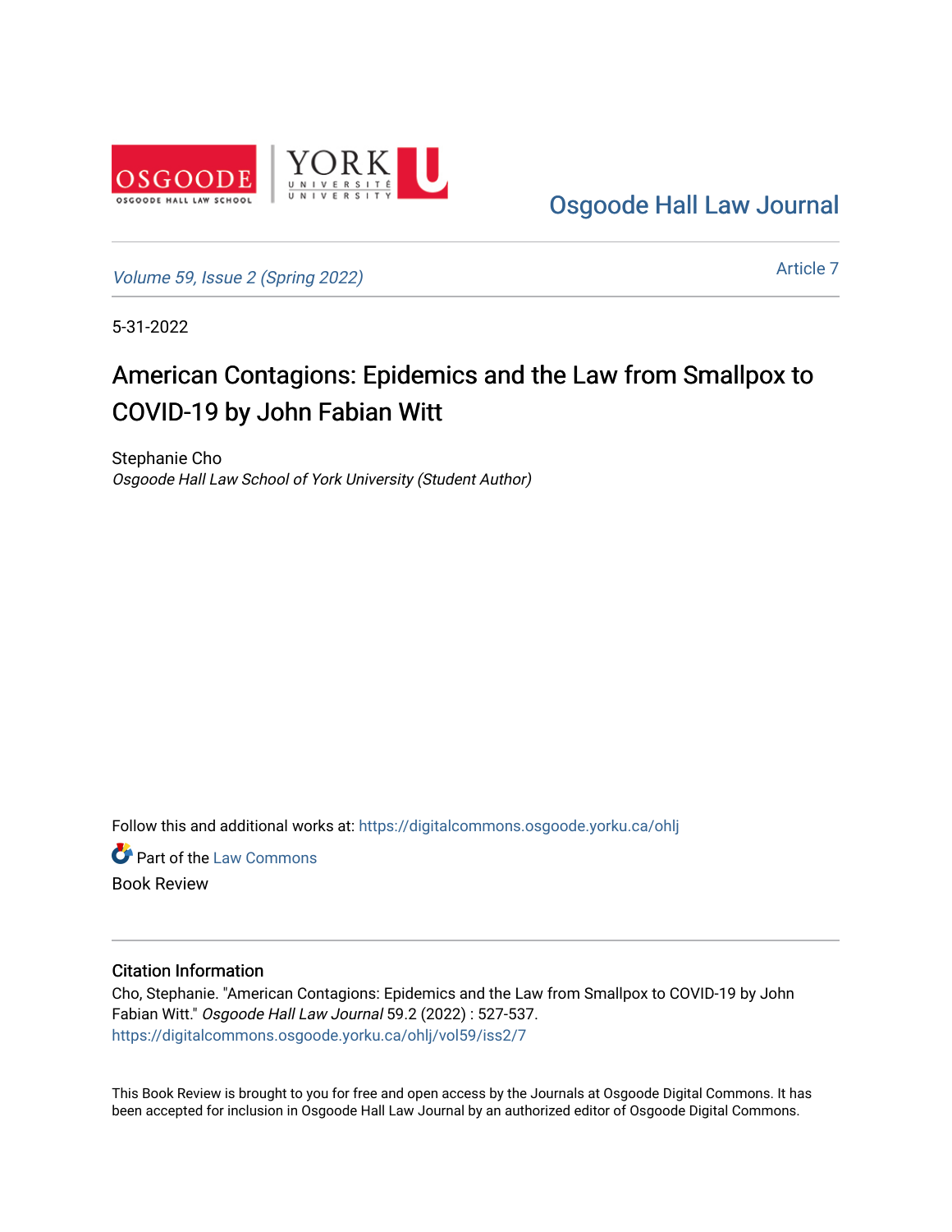Osgoode Hall Law Journal

Volume 59, Issue 2 (Spring 2022)

Article 7

5-31-2022

# American Contagions: Epidemics and the Law from Smallpox to COVID-19 by John Fabian Witt

Stephanie Cho
*Osgoode Hall Law School of York University (Student Author)*

Follow this and additional works at: https://digitalcommons.osgoode.yorku.ca/ohlj

Part of the Law Commons

Book Review

### Citation Information

Cho, Stephanie. "American Contagions: Epidemics and the Law from Smallpox to COVID-19 by John Fabian Witt." *Osgoode Hall Law Journal* 59.2 (2022) : 527-537.
https://digitalcommons.osgoode.yorku.ca/ohlj/vol59/iss2/7

This Book Review is brought to you for free and open access by the Journals at Osgoode Digital Commons. It has been accepted for inclusion in Osgoode Hall Law Journal by an authorized editor of Osgoode Digital Commons.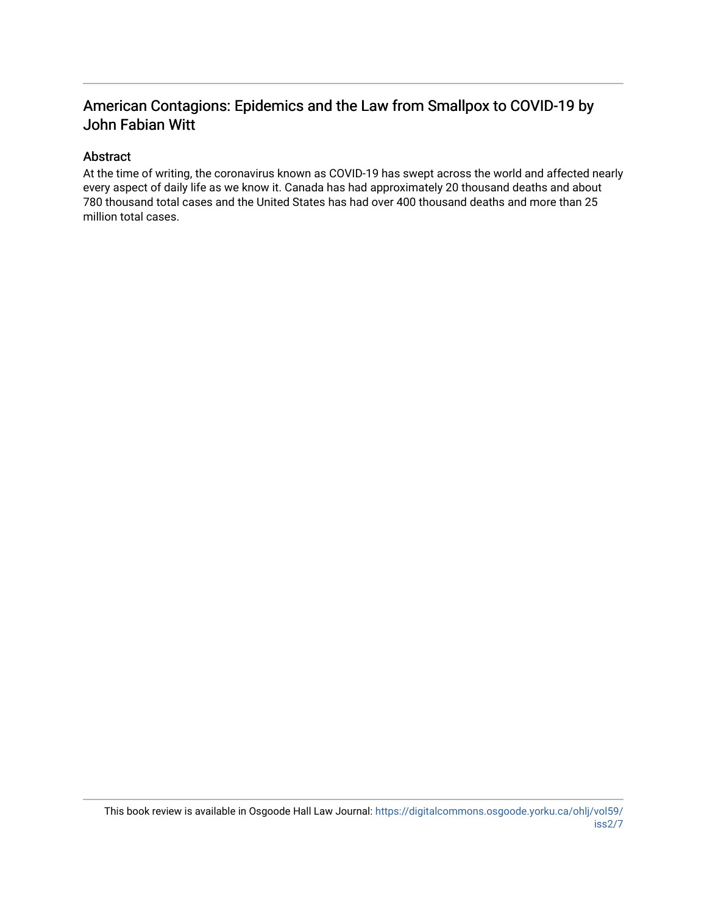## American Contagions: Epidemics and the Law from Smallpox to COVID-19 by John Fabian Witt

### Abstract

At the time of writing, the coronavirus known as COVID-19 has swept across the world and affected nearly every aspect of daily life as we know it. Canada has had approximately 20 thousand deaths and about 780 thousand total cases and the United States has had over 400 thousand deaths and more than 25 million total cases.

This book review is available in Osgoode Hall Law Journal: https://digitalcommons.osgoode.yorku.ca/ohlj/vol59/iss2/7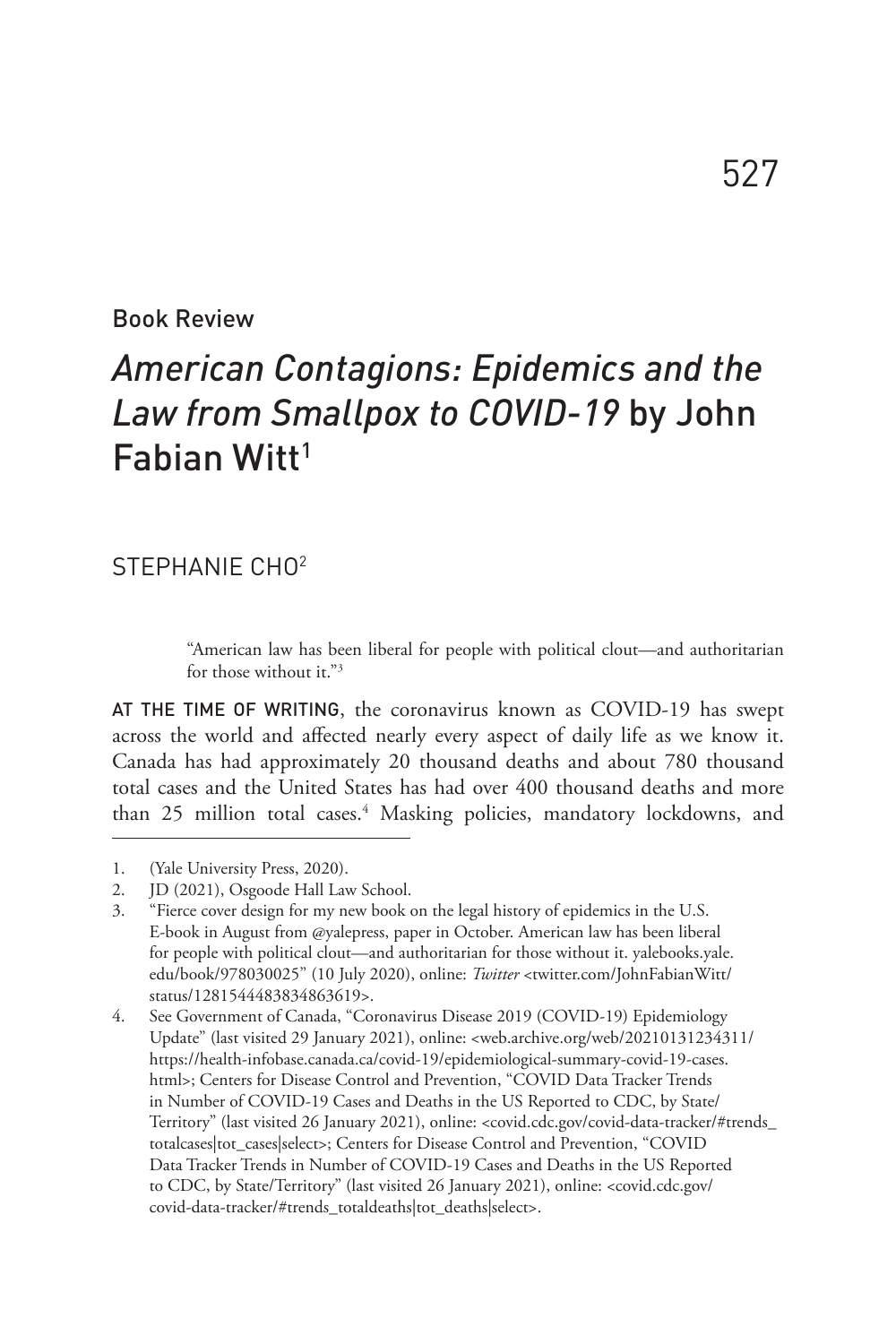Book Review

# *American Contagions: Epidemics and the Law from Smallpox to COVID-19* by John Fabian Witt[1]

STEPHANIE CHO[2]

> "American law has been liberal for people with political clout—and authoritarian for those without it."[3]

AT THE TIME OF WRITING, the coronavirus known as COVID-19 has swept across the world and affected nearly every aspect of daily life as we know it. Canada has had approximately 20 thousand deaths and about 780 thousand total cases and the United States has had over 400 thousand deaths and more than 25 million total cases.[4] Masking policies, mandatory lockdowns, and

---

1. (Yale University Press, 2020).
2. JD (2021), Osgoode Hall Law School.
3. "Fierce cover design for my new book on the legal history of epidemics in the U.S. E-book in August from @yalepress, paper in October. American law has been liberal for people with political clout—and authoritarian for those without it. yalebooks.yale.edu/book/978030025" (10 July 2020), online: *Twitter* <twitter.com/JohnFabianWitt/status/1281544483834863619>.
4. See Government of Canada, "Coronavirus Disease 2019 (COVID-19) Epidemiology Update" (last visited 29 January 2021), online: <web.archive.org/web/20210131234311/https://health-infobase.canada.ca/covid-19/epidemiological-summary-covid-19-cases.html>; Centers for Disease Control and Prevention, "COVID Data Tracker Trends in Number of COVID-19 Cases and Deaths in the US Reported to CDC, by State/Territory" (last visited 26 January 2021), online: <covid.cdc.gov/covid-data-tracker/#trends_totalcases|tot_cases|select>; Centers for Disease Control and Prevention, "COVID Data Tracker Trends in Number of COVID-19 Cases and Deaths in the US Reported to CDC, by State/Territory" (last visited 26 January 2021), online: <covid.cdc.gov/covid-data-tracker/#trends_totaldeaths|tot_deaths|select>.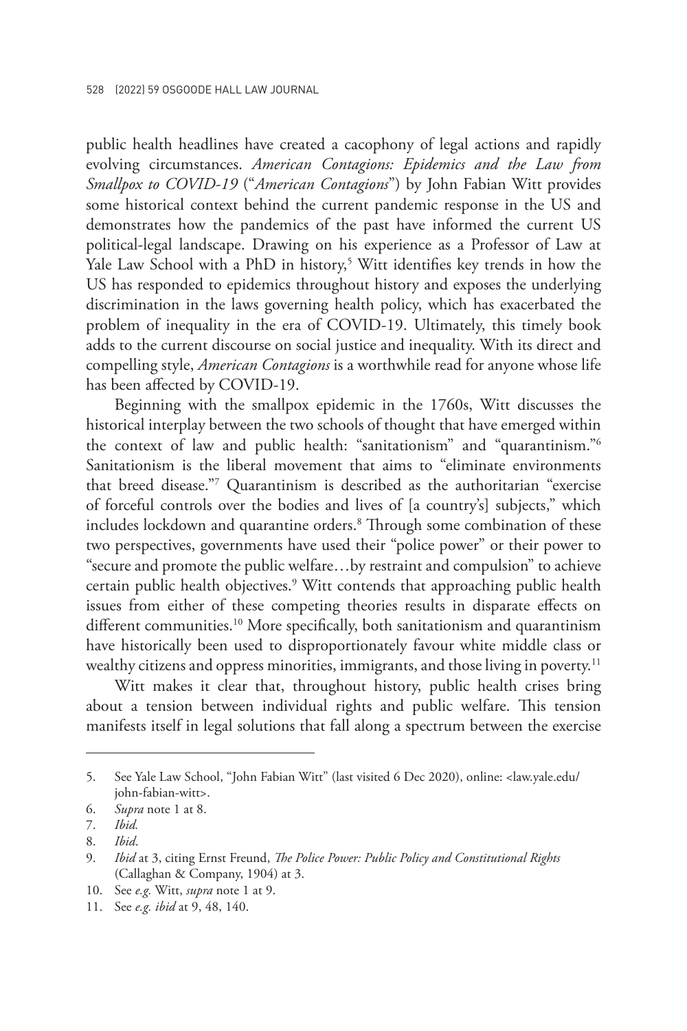public health headlines have created a cacophony of legal actions and rapidly evolving circumstances. *American Contagions: Epidemics and the Law from Smallpox to COVID-19* ("*American Contagions*") by John Fabian Witt provides some historical context behind the current pandemic response in the US and demonstrates how the pandemics of the past have informed the current US political-legal landscape. Drawing on his experience as a Professor of Law at Yale Law School with a PhD in history,[5] Witt identifies key trends in how the US has responded to epidemics throughout history and exposes the underlying discrimination in the laws governing health policy, which has exacerbated the problem of inequality in the era of COVID-19. Ultimately, this timely book adds to the current discourse on social justice and inequality. With its direct and compelling style, *American Contagions* is a worthwhile read for anyone whose life has been affected by COVID-19.

Beginning with the smallpox epidemic in the 1760s, Witt discusses the historical interplay between the two schools of thought that have emerged within the context of law and public health: "sanitationism" and "quarantinism."[6] Sanitationism is the liberal movement that aims to "eliminate environments that breed disease."[7] Quarantinism is described as the authoritarian "exercise of forceful controls over the bodies and lives of [a country's] subjects," which includes lockdown and quarantine orders.[8] Through some combination of these two perspectives, governments have used their "police power" or their power to "secure and promote the public welfare…by restraint and compulsion" to achieve certain public health objectives.[9] Witt contends that approaching public health issues from either of these competing theories results in disparate effects on different communities.[10] More specifically, both sanitationism and quarantinism have historically been used to disproportionately favour white middle class or wealthy citizens and oppress minorities, immigrants, and those living in poverty.[11]

Witt makes it clear that, throughout history, public health crises bring about a tension between individual rights and public welfare. This tension manifests itself in legal solutions that fall along a spectrum between the exercise

---

5. See Yale Law School, "John Fabian Witt" (last visited 6 Dec 2020), online: <law.yale.edu/john-fabian-witt>.
6. *Supra* note 1 at 8.
7. *Ibid.*
8. *Ibid*.
9. *Ibid* at 3, citing Ernst Freund, *The Police Power: Public Policy and Constitutional Rights* (Callaghan & Company, 1904) at 3.
10. See *e.g.* Witt, *supra* note 1 at 9.
11. See *e.g. ibid* at 9, 48, 140.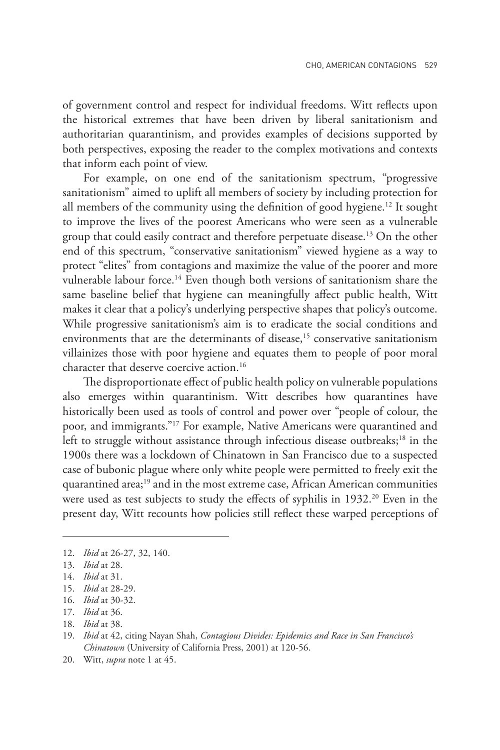of government control and respect for individual freedoms. Witt reflects upon the historical extremes that have been driven by liberal sanitationism and authoritarian quarantinism, and provides examples of decisions supported by both perspectives, exposing the reader to the complex motivations and contexts that inform each point of view.

For example, on one end of the sanitationism spectrum, "progressive sanitationism" aimed to uplift all members of society by including protection for all members of the community using the definition of good hygiene.[12] It sought to improve the lives of the poorest Americans who were seen as a vulnerable group that could easily contract and therefore perpetuate disease.[13] On the other end of this spectrum, "conservative sanitationism" viewed hygiene as a way to protect "elites" from contagions and maximize the value of the poorer and more vulnerable labour force.[14] Even though both versions of sanitationism share the same baseline belief that hygiene can meaningfully affect public health, Witt makes it clear that a policy's underlying perspective shapes that policy's outcome. While progressive sanitationism's aim is to eradicate the social conditions and environments that are the determinants of disease,[15] conservative sanitationism villainizes those with poor hygiene and equates them to people of poor moral character that deserve coercive action.[16]

The disproportionate effect of public health policy on vulnerable populations also emerges within quarantinism. Witt describes how quarantines have historically been used as tools of control and power over "people of colour, the poor, and immigrants."[17] For example, Native Americans were quarantined and left to struggle without assistance through infectious disease outbreaks;[18] in the 1900s there was a lockdown of Chinatown in San Francisco due to a suspected case of bubonic plague where only white people were permitted to freely exit the quarantined area;[19] and in the most extreme case, African American communities were used as test subjects to study the effects of syphilis in 1932.[20] Even in the present day, Witt recounts how policies still reflect these warped perceptions of

---

12. *Ibid* at 26-27, 32, 140.
13. *Ibid* at 28.
14. *Ibid* at 31.
15. *Ibid* at 28-29.
16. *Ibid* at 30-32.
17. *Ibid* at 36.
18. *Ibid* at 38.
19. *Ibid* at 42, citing Nayan Shah, *Contagious Divides: Epidemics and Race in San Francisco's Chinatown* (University of California Press, 2001) at 120-56.
20. Witt, *supra* note 1 at 45.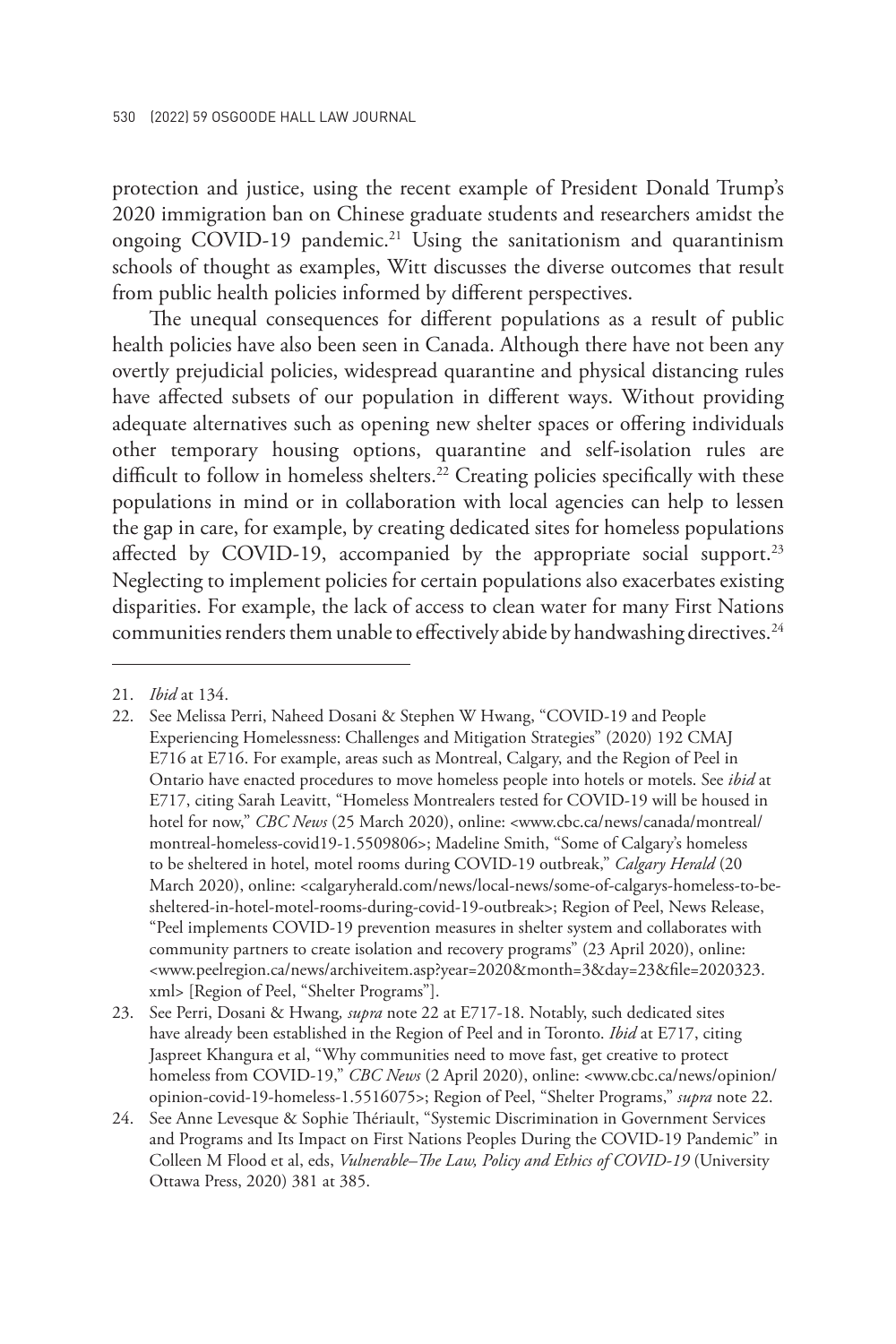protection and justice, using the recent example of President Donald Trump's 2020 immigration ban on Chinese graduate students and researchers amidst the ongoing COVID-19 pandemic.[21] Using the sanitationism and quarantinism schools of thought as examples, Witt discusses the diverse outcomes that result from public health policies informed by different perspectives.

The unequal consequences for different populations as a result of public health policies have also been seen in Canada. Although there have not been any overtly prejudicial policies, widespread quarantine and physical distancing rules have affected subsets of our population in different ways. Without providing adequate alternatives such as opening new shelter spaces or offering individuals other temporary housing options, quarantine and self-isolation rules are difficult to follow in homeless shelters.[22] Creating policies specifically with these populations in mind or in collaboration with local agencies can help to lessen the gap in care, for example, by creating dedicated sites for homeless populations affected by COVID-19, accompanied by the appropriate social support.[23] Neglecting to implement policies for certain populations also exacerbates existing disparities. For example, the lack of access to clean water for many First Nations communities renders them unable to effectively abide by handwashing directives.[24]

---

21. *Ibid* at 134.
22. See Melissa Perri, Naheed Dosani & Stephen W Hwang, "COVID-19 and People Experiencing Homelessness: Challenges and Mitigation Strategies" (2020) 192 CMAJ E716 at E716. For example, areas such as Montreal, Calgary, and the Region of Peel in Ontario have enacted procedures to move homeless people into hotels or motels. See *ibid* at E717, citing Sarah Leavitt, "Homeless Montrealers tested for COVID-19 will be housed in hotel for now," *CBC News* (25 March 2020), online: <www.cbc.ca/news/canada/montreal/montreal-homeless-covid19-1.5509806>; Madeline Smith, "Some of Calgary's homeless to be sheltered in hotel, motel rooms during COVID-19 outbreak," *Calgary Herald* (20 March 2020), online: <calgaryherald.com/news/local-news/some-of-calgarys-homeless-to-be-sheltered-in-hotel-motel-rooms-during-covid-19-outbreak>; Region of Peel, News Release, "Peel implements COVID-19 prevention measures in shelter system and collaborates with community partners to create isolation and recovery programs" (23 April 2020), online: <www.peelregion.ca/news/archiveitem.asp?year=2020&month=3&day=23&file=2020323.xml> [Region of Peel, "Shelter Programs"].
23. See Perri, Dosani & Hwang, *supra* note 22 at E717-18. Notably, such dedicated sites have already been established in the Region of Peel and in Toronto. *Ibid* at E717, citing Jaspreet Khangura et al, "Why communities need to move fast, get creative to protect homeless from COVID-19," *CBC News* (2 April 2020), online: <www.cbc.ca/news/opinion/opinion-covid-19-homeless-1.5516075>; Region of Peel, "Shelter Programs," *supra* note 22.
24. See Anne Levesque & Sophie Thériault, "Systemic Discrimination in Government Services and Programs and Its Impact on First Nations Peoples During the COVID-19 Pandemic" in Colleen M Flood et al, eds, *Vulnerable–The Law, Policy and Ethics of COVID-19* (University Ottawa Press, 2020) 381 at 385.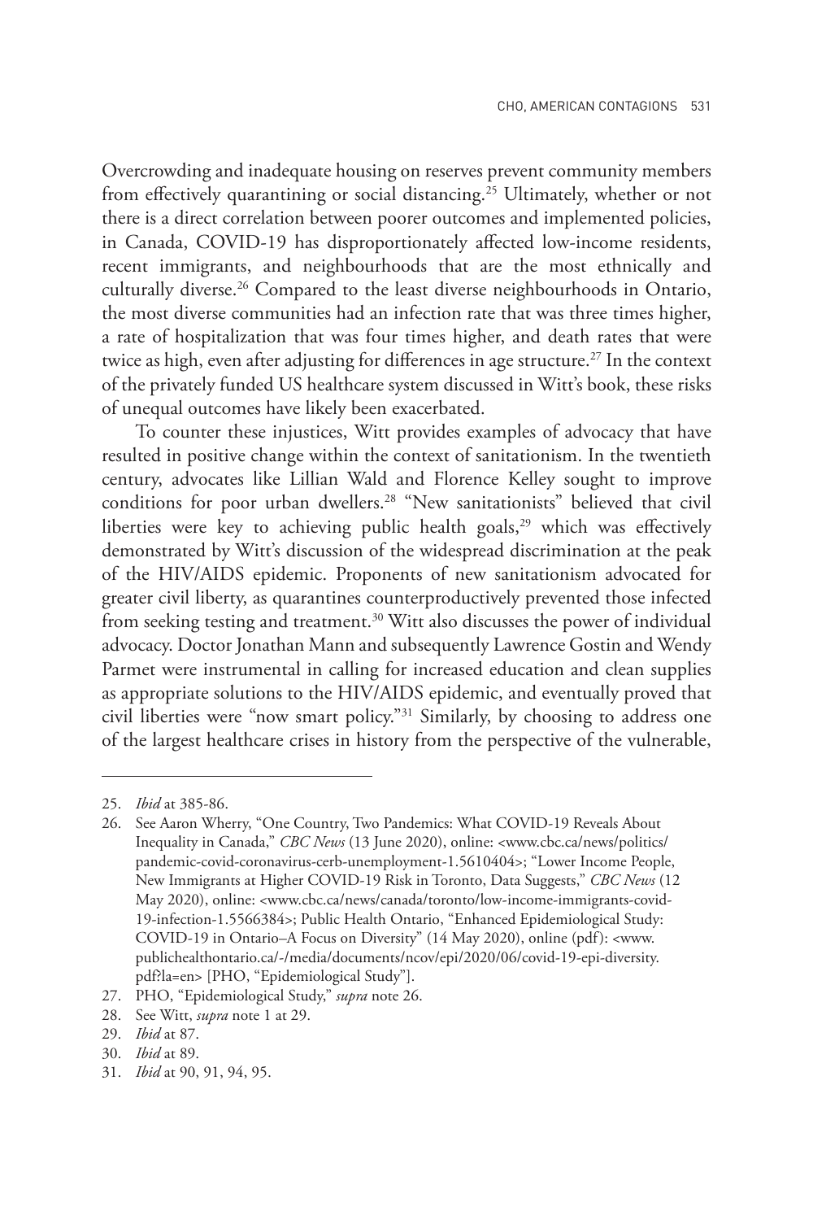Overcrowding and inadequate housing on reserves prevent community members from effectively quarantining or social distancing.[25] Ultimately, whether or not there is a direct correlation between poorer outcomes and implemented policies, in Canada, COVID-19 has disproportionately affected low-income residents, recent immigrants, and neighbourhoods that are the most ethnically and culturally diverse.[26] Compared to the least diverse neighbourhoods in Ontario, the most diverse communities had an infection rate that was three times higher, a rate of hospitalization that was four times higher, and death rates that were twice as high, even after adjusting for differences in age structure.[27] In the context of the privately funded US healthcare system discussed in Witt's book, these risks of unequal outcomes have likely been exacerbated.

To counter these injustices, Witt provides examples of advocacy that have resulted in positive change within the context of sanitationism. In the twentieth century, advocates like Lillian Wald and Florence Kelley sought to improve conditions for poor urban dwellers.[28] "New sanitationists" believed that civil liberties were key to achieving public health goals,[29] which was effectively demonstrated by Witt's discussion of the widespread discrimination at the peak of the HIV/AIDS epidemic. Proponents of new sanitationism advocated for greater civil liberty, as quarantines counterproductively prevented those infected from seeking testing and treatment.[30] Witt also discusses the power of individual advocacy. Doctor Jonathan Mann and subsequently Lawrence Gostin and Wendy Parmet were instrumental in calling for increased education and clean supplies as appropriate solutions to the HIV/AIDS epidemic, and eventually proved that civil liberties were "now smart policy."[31] Similarly, by choosing to address one of the largest healthcare crises in history from the perspective of the vulnerable,

---

25. *Ibid* at 385-86.
26. See Aaron Wherry, "One Country, Two Pandemics: What COVID-19 Reveals About Inequality in Canada," *CBC News* (13 June 2020), online: <www.cbc.ca/news/politics/pandemic-covid-coronavirus-cerb-unemployment-1.5610404>; "Lower Income People, New Immigrants at Higher COVID-19 Risk in Toronto, Data Suggests," *CBC News* (12 May 2020), online: <www.cbc.ca/news/canada/toronto/low-income-immigrants-covid-19-infection-1.5566384>; Public Health Ontario, "Enhanced Epidemiological Study: COVID-19 in Ontario–A Focus on Diversity" (14 May 2020), online (pdf): <www.publichealthontario.ca/-/media/documents/ncov/epi/2020/06/covid-19-epi-diversity.pdf?la=en> [PHO, "Epidemiological Study"].
27. PHO, "Epidemiological Study," *supra* note 26.
28. See Witt, *supra* note 1 at 29.
29. *Ibid* at 87.
30. *Ibid* at 89.
31. *Ibid* at 90, 91, 94, 95.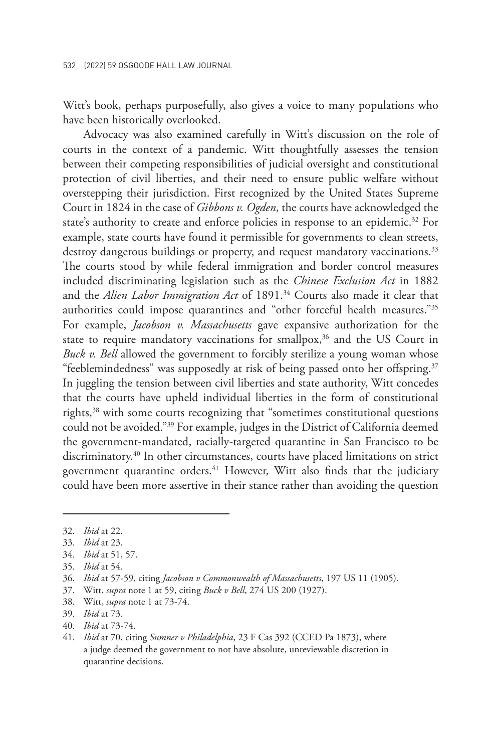Witt's book, perhaps purposefully, also gives a voice to many populations who have been historically overlooked.

Advocacy was also examined carefully in Witt's discussion on the role of courts in the context of a pandemic. Witt thoughtfully assesses the tension between their competing responsibilities of judicial oversight and constitutional protection of civil liberties, and their need to ensure public welfare without overstepping their jurisdiction. First recognized by the United States Supreme Court in 1824 in the case of *Gibbons v. Ogden*, the courts have acknowledged the state's authority to create and enforce policies in response to an epidemic.[32] For example, state courts have found it permissible for governments to clean streets, destroy dangerous buildings or property, and request mandatory vaccinations.[33] The courts stood by while federal immigration and border control measures included discriminating legislation such as the *Chinese Exclusion Act* in 1882 and the *Alien Labor Immigration Act* of 1891.[34] Courts also made it clear that authorities could impose quarantines and "other forceful health measures."[35] For example, *Jacobson v. Massachusetts* gave expansive authorization for the state to require mandatory vaccinations for smallpox,[36] and the US Court in *Buck v. Bell* allowed the government to forcibly sterilize a young woman whose "feeblemindedness" was supposedly at risk of being passed onto her offspring.[37] In juggling the tension between civil liberties and state authority, Witt concedes that the courts have upheld individual liberties in the form of constitutional rights,[38] with some courts recognizing that "sometimes constitutional questions could not be avoided."[39] For example, judges in the District of California deemed the government-mandated, racially-targeted quarantine in San Francisco to be discriminatory.[40] In other circumstances, courts have placed limitations on strict government quarantine orders.[41] However, Witt also finds that the judiciary could have been more assertive in their stance rather than avoiding the question

32. *Ibid* at 22.
33. *Ibid* at 23.
34. *Ibid* at 51, 57.
35. *Ibid* at 54.
36. *Ibid* at 57-59, citing *Jacobson v Commonwealth of Massachusetts*, 197 US 11 (1905).
37. Witt, *supra* note 1 at 59, citing *Buck v Bell*, 274 US 200 (1927).
38. Witt, *supra* note 1 at 73-74.
39. *Ibid* at 73.
40. *Ibid* at 73-74.
41. *Ibid* at 70, citing *Sumner v Philadelphia*, 23 F Cas 392 (CCED Pa 1873), where a judge deemed the government to not have absolute, unreviewable discretion in quarantine decisions.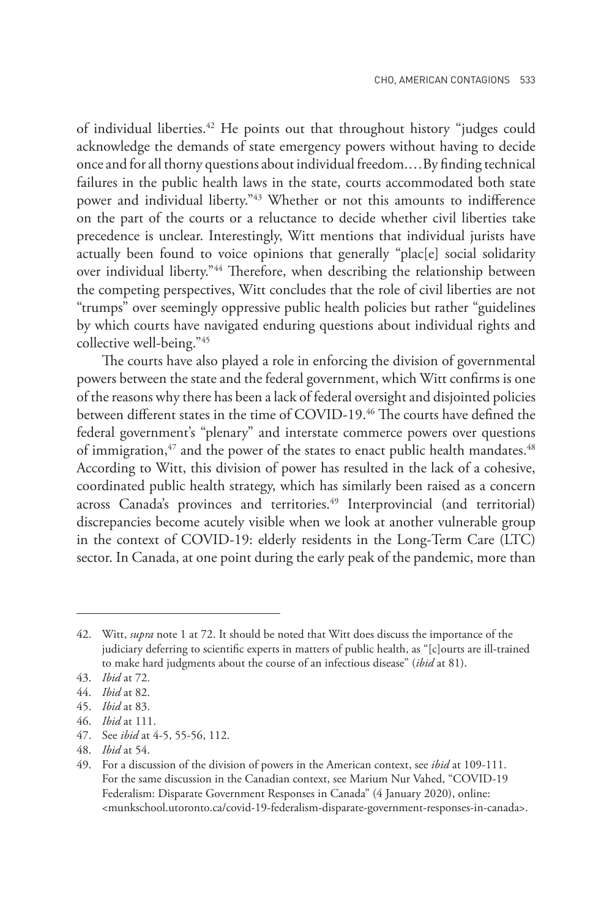of individual liberties.[42] He points out that throughout history "judges could acknowledge the demands of state emergency powers without having to decide once and for all thorny questions about individual freedom.…By finding technical failures in the public health laws in the state, courts accommodated both state power and individual liberty."[43] Whether or not this amounts to indifference on the part of the courts or a reluctance to decide whether civil liberties take precedence is unclear. Interestingly, Witt mentions that individual jurists have actually been found to voice opinions that generally "plac[e] social solidarity over individual liberty."[44] Therefore, when describing the relationship between the competing perspectives, Witt concludes that the role of civil liberties are not "trumps" over seemingly oppressive public health policies but rather "guidelines by which courts have navigated enduring questions about individual rights and collective well-being."[45]

The courts have also played a role in enforcing the division of governmental powers between the state and the federal government, which Witt confirms is one of the reasons why there has been a lack of federal oversight and disjointed policies between different states in the time of COVID-19.[46] The courts have defined the federal government's "plenary" and interstate commerce powers over questions of immigration,[47] and the power of the states to enact public health mandates.[48] According to Witt, this division of power has resulted in the lack of a cohesive, coordinated public health strategy, which has similarly been raised as a concern across Canada's provinces and territories.[49] Interprovincial (and territorial) discrepancies become acutely visible when we look at another vulnerable group in the context of COVID-19: elderly residents in the Long-Term Care (LTC) sector. In Canada, at one point during the early peak of the pandemic, more than

---

42. Witt, *supra* note 1 at 72. It should be noted that Witt does discuss the importance of the judiciary deferring to scientific experts in matters of public health, as "[c]ourts are ill-trained to make hard judgments about the course of an infectious disease" (*ibid* at 81).
43. *Ibid* at 72.
44. *Ibid* at 82.
45. *Ibid* at 83.
46. *Ibid* at 111.
47. See *ibid* at 4-5, 55-56, 112.
48. *Ibid* at 54.
49. For a discussion of the division of powers in the American context, see *ibid* at 109-111. For the same discussion in the Canadian context, see Marium Nur Vahed, "COVID-19 Federalism: Disparate Government Responses in Canada" (4 January 2020), online: <munkschool.utoronto.ca/covid-19-federalism-disparate-government-responses-in-canada>.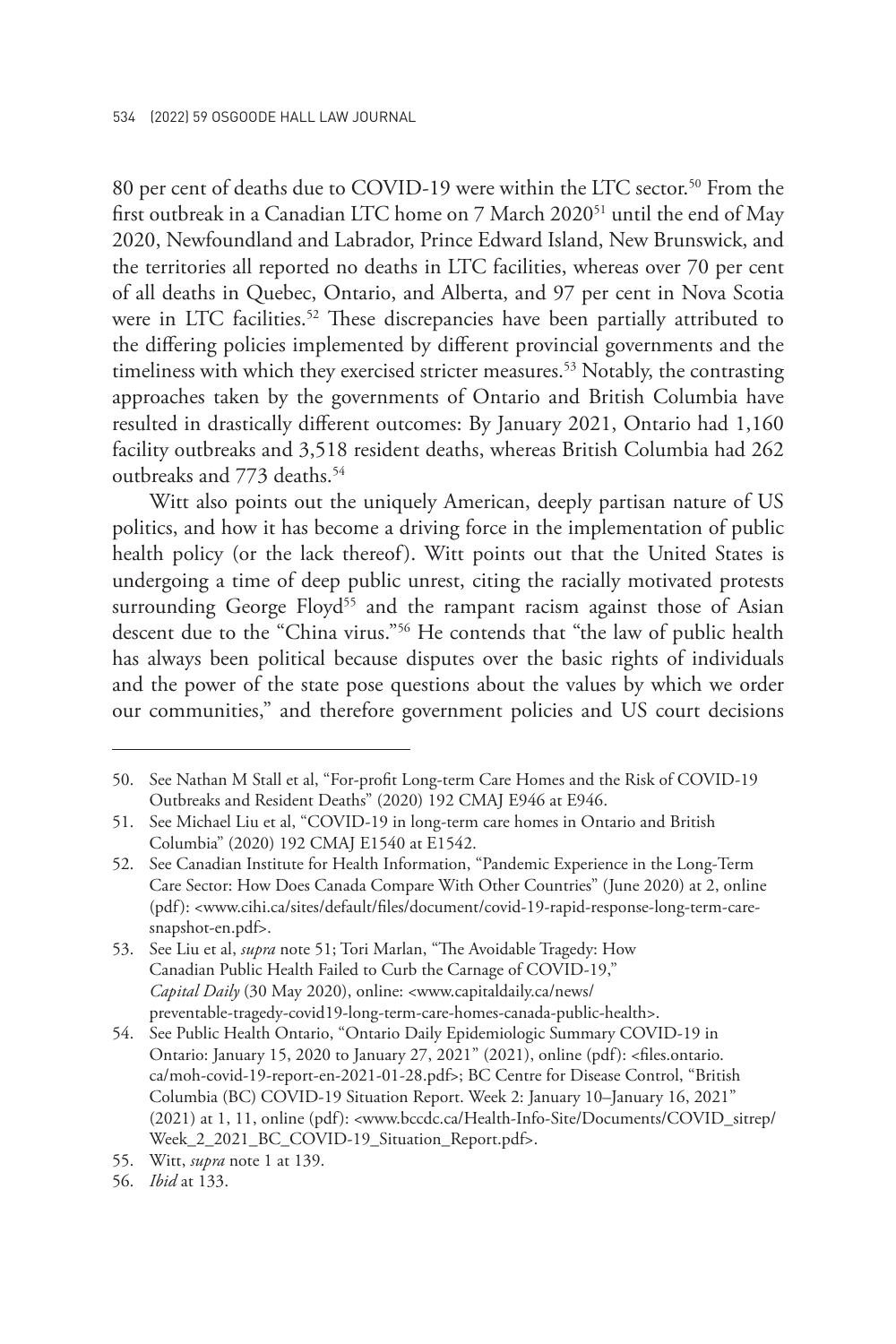80 per cent of deaths due to COVID-19 were within the LTC sector.[50] From the first outbreak in a Canadian LTC home on 7 March 2020[51] until the end of May 2020, Newfoundland and Labrador, Prince Edward Island, New Brunswick, and the territories all reported no deaths in LTC facilities, whereas over 70 per cent of all deaths in Quebec, Ontario, and Alberta, and 97 per cent in Nova Scotia were in LTC facilities.[52] These discrepancies have been partially attributed to the differing policies implemented by different provincial governments and the timeliness with which they exercised stricter measures.[53] Notably, the contrasting approaches taken by the governments of Ontario and British Columbia have resulted in drastically different outcomes: By January 2021, Ontario had 1,160 facility outbreaks and 3,518 resident deaths, whereas British Columbia had 262 outbreaks and 773 deaths.[54]

Witt also points out the uniquely American, deeply partisan nature of US politics, and how it has become a driving force in the implementation of public health policy (or the lack thereof). Witt points out that the United States is undergoing a time of deep public unrest, citing the racially motivated protests surrounding George Floyd[55] and the rampant racism against those of Asian descent due to the "China virus."[56] He contends that "the law of public health has always been political because disputes over the basic rights of individuals and the power of the state pose questions about the values by which we order our communities," and therefore government policies and US court decisions

---

50. See Nathan M Stall et al, "For-profit Long-term Care Homes and the Risk of COVID-19 Outbreaks and Resident Deaths" (2020) 192 CMAJ E946 at E946.
51. See Michael Liu et al, "COVID-19 in long-term care homes in Ontario and British Columbia" (2020) 192 CMAJ E1540 at E1542.
52. See Canadian Institute for Health Information, "Pandemic Experience in the Long-Term Care Sector: How Does Canada Compare With Other Countries" (June 2020) at 2, online (pdf): <www.cihi.ca/sites/default/files/document/covid-19-rapid-response-long-term-care-snapshot-en.pdf>.
53. See Liu et al, *supra* note 51; Tori Marlan, "The Avoidable Tragedy: How Canadian Public Health Failed to Curb the Carnage of COVID-19," *Capital Daily* (30 May 2020), online: <www.capitaldaily.ca/news/preventable-tragedy-covid19-long-term-care-homes-canada-public-health>.
54. See Public Health Ontario, "Ontario Daily Epidemiologic Summary COVID-19 in Ontario: January 15, 2020 to January 27, 2021" (2021), online (pdf): <files.ontario.ca/moh-covid-19-report-en-2021-01-28.pdf>; BC Centre for Disease Control, "British Columbia (BC) COVID-19 Situation Report. Week 2: January 10–January 16, 2021" (2021) at 1, 11, online (pdf): <www.bccdc.ca/Health-Info-Site/Documents/COVID_sitrep/Week_2_2021_BC_COVID-19_Situation_Report.pdf>.
55. Witt, *supra* note 1 at 139.
56. *Ibid* at 133.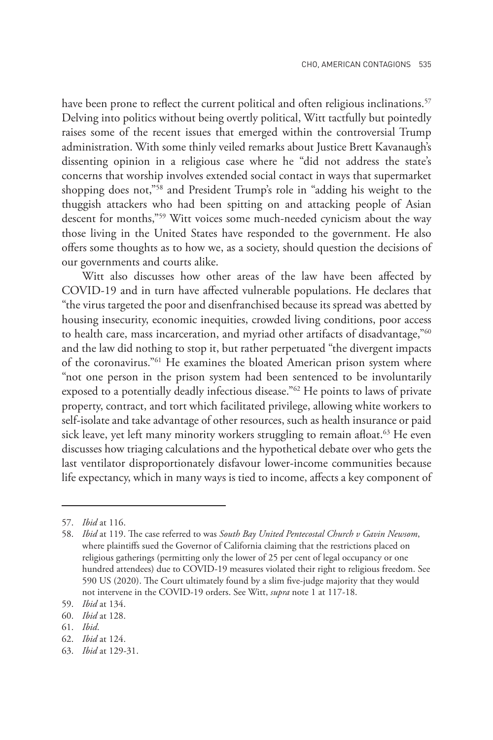have been prone to reflect the current political and often religious inclinations.[57] Delving into politics without being overtly political, Witt tactfully but pointedly raises some of the recent issues that emerged within the controversial Trump administration. With some thinly veiled remarks about Justice Brett Kavanaugh's dissenting opinion in a religious case where he "did not address the state's concerns that worship involves extended social contact in ways that supermarket shopping does not,"[58] and President Trump's role in "adding his weight to the thuggish attackers who had been spitting on and attacking people of Asian descent for months,"[59] Witt voices some much-needed cynicism about the way those living in the United States have responded to the government. He also offers some thoughts as to how we, as a society, should question the decisions of our governments and courts alike.

Witt also discusses how other areas of the law have been affected by COVID-19 and in turn have affected vulnerable populations. He declares that "the virus targeted the poor and disenfranchised because its spread was abetted by housing insecurity, economic inequities, crowded living conditions, poor access to health care, mass incarceration, and myriad other artifacts of disadvantage,"[60] and the law did nothing to stop it, but rather perpetuated "the divergent impacts of the coronavirus."[61] He examines the bloated American prison system where "not one person in the prison system had been sentenced to be involuntarily exposed to a potentially deadly infectious disease."[62] He points to laws of private property, contract, and tort which facilitated privilege, allowing white workers to self-isolate and take advantage of other resources, such as health insurance or paid sick leave, yet left many minority workers struggling to remain afloat.[63] He even discusses how triaging calculations and the hypothetical debate over who gets the last ventilator disproportionately disfavour lower-income communities because life expectancy, which in many ways is tied to income, affects a key component of

---

57. *Ibid* at 116.
58. *Ibid* at 119. The case referred to was *South Bay United Pentecostal Church v Gavin Newsom*, where plaintiffs sued the Governor of California claiming that the restrictions placed on religious gatherings (permitting only the lower of 25 per cent of legal occupancy or one hundred attendees) due to COVID-19 measures violated their right to religious freedom. See 590 US (2020). The Court ultimately found by a slim five-judge majority that they would not intervene in the COVID-19 orders. See Witt, *supra* note 1 at 117-18.
59. *Ibid* at 134.
60. *Ibid* at 128.
61. *Ibid*.
62. *Ibid* at 124.
63. *Ibid* at 129-31.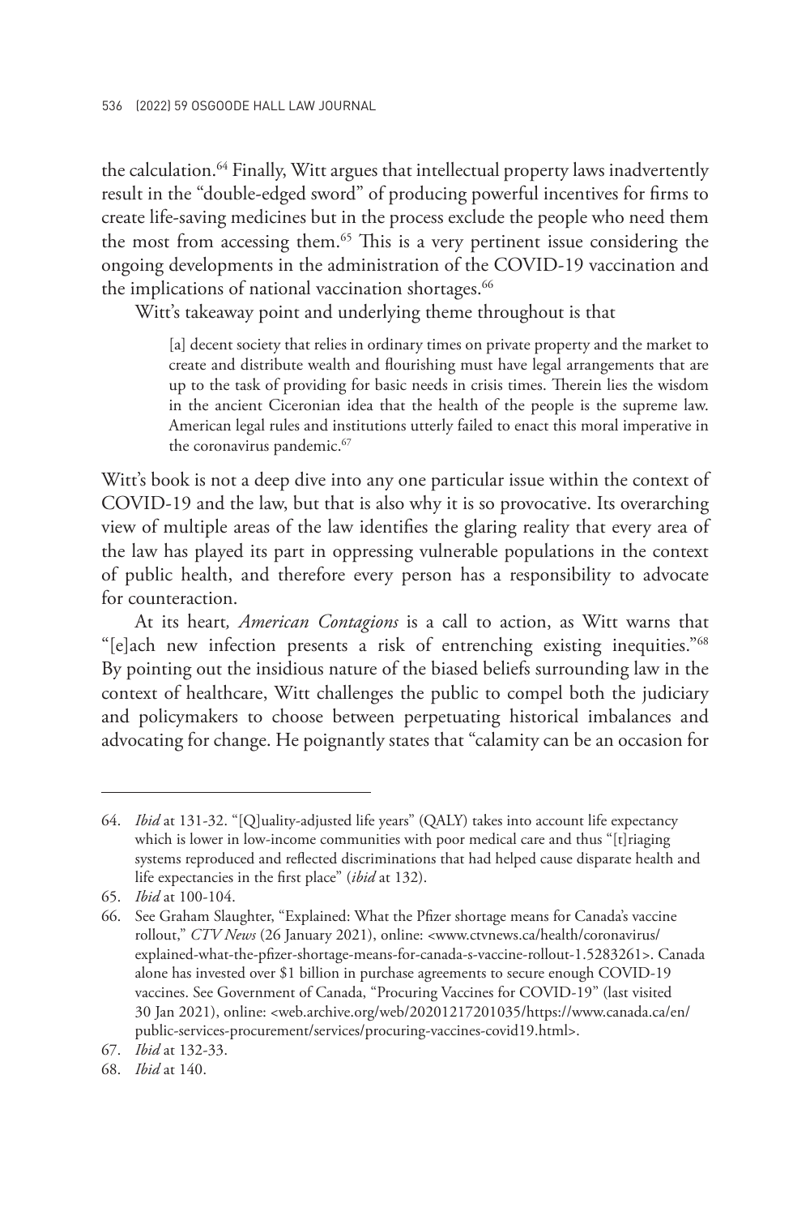the calculation.[64] Finally, Witt argues that intellectual property laws inadvertently result in the "double-edged sword" of producing powerful incentives for firms to create life-saving medicines but in the process exclude the people who need them the most from accessing them.[65] This is a very pertinent issue considering the ongoing developments in the administration of the COVID-19 vaccination and the implications of national vaccination shortages.[66]

Witt's takeaway point and underlying theme throughout is that

> [a] decent society that relies in ordinary times on private property and the market to create and distribute wealth and flourishing must have legal arrangements that are up to the task of providing for basic needs in crisis times. Therein lies the wisdom in the ancient Ciceronian idea that the health of the people is the supreme law. American legal rules and institutions utterly failed to enact this moral imperative in the coronavirus pandemic.[67]

Witt's book is not a deep dive into any one particular issue within the context of COVID-19 and the law, but that is also why it is so provocative. Its overarching view of multiple areas of the law identifies the glaring reality that every area of the law has played its part in oppressing vulnerable populations in the context of public health, and therefore every person has a responsibility to advocate for counteraction.

At its heart*, American Contagions* is a call to action, as Witt warns that "[e]ach new infection presents a risk of entrenching existing inequities."[68] By pointing out the insidious nature of the biased beliefs surrounding law in the context of healthcare, Witt challenges the public to compel both the judiciary and policymakers to choose between perpetuating historical imbalances and advocating for change. He poignantly states that "calamity can be an occasion for

---

64. *Ibid* at 131-32. "[Q]uality-adjusted life years" (QALY) takes into account life expectancy which is lower in low-income communities with poor medical care and thus "[t]riaging systems reproduced and reflected discriminations that had helped cause disparate health and life expectancies in the first place" (*ibid* at 132).

65. *Ibid* at 100-104.

66. See Graham Slaughter, "Explained: What the Pfizer shortage means for Canada's vaccine rollout," *CTV News* (26 January 2021), online: <www.ctvnews.ca/health/coronavirus/explained-what-the-pfizer-shortage-means-for-canada-s-vaccine-rollout-1.5283261>. Canada alone has invested over $1 billion in purchase agreements to secure enough COVID-19 vaccines. See Government of Canada, "Procuring Vaccines for COVID-19" (last visited 30 Jan 2021), online: <web.archive.org/web/20201217201035/https://www.canada.ca/en/public-services-procurement/services/procuring-vaccines-covid19.html>.

67. *Ibid* at 132-33.

68. *Ibid* at 140.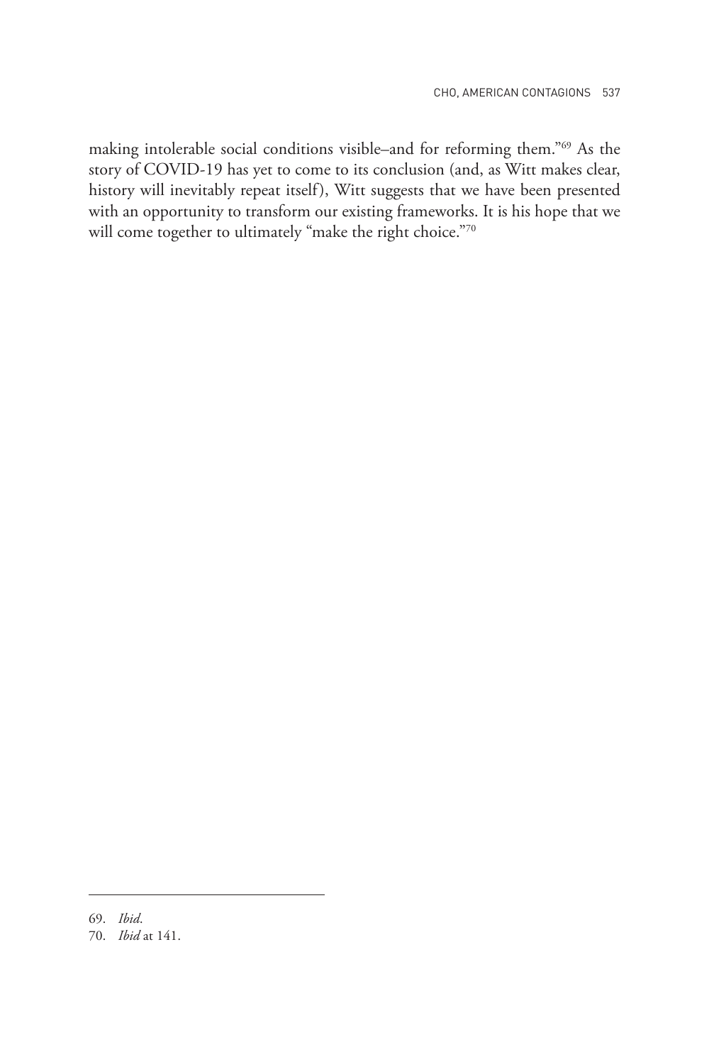making intolerable social conditions visible–and for reforming them."[69] As the story of COVID-19 has yet to come to its conclusion (and, as Witt makes clear, history will inevitably repeat itself), Witt suggests that we have been presented with an opportunity to transform our existing frameworks. It is his hope that we will come together to ultimately "make the right choice."[70]

---

69. *Ibid.*
70. *Ibid* at 141.